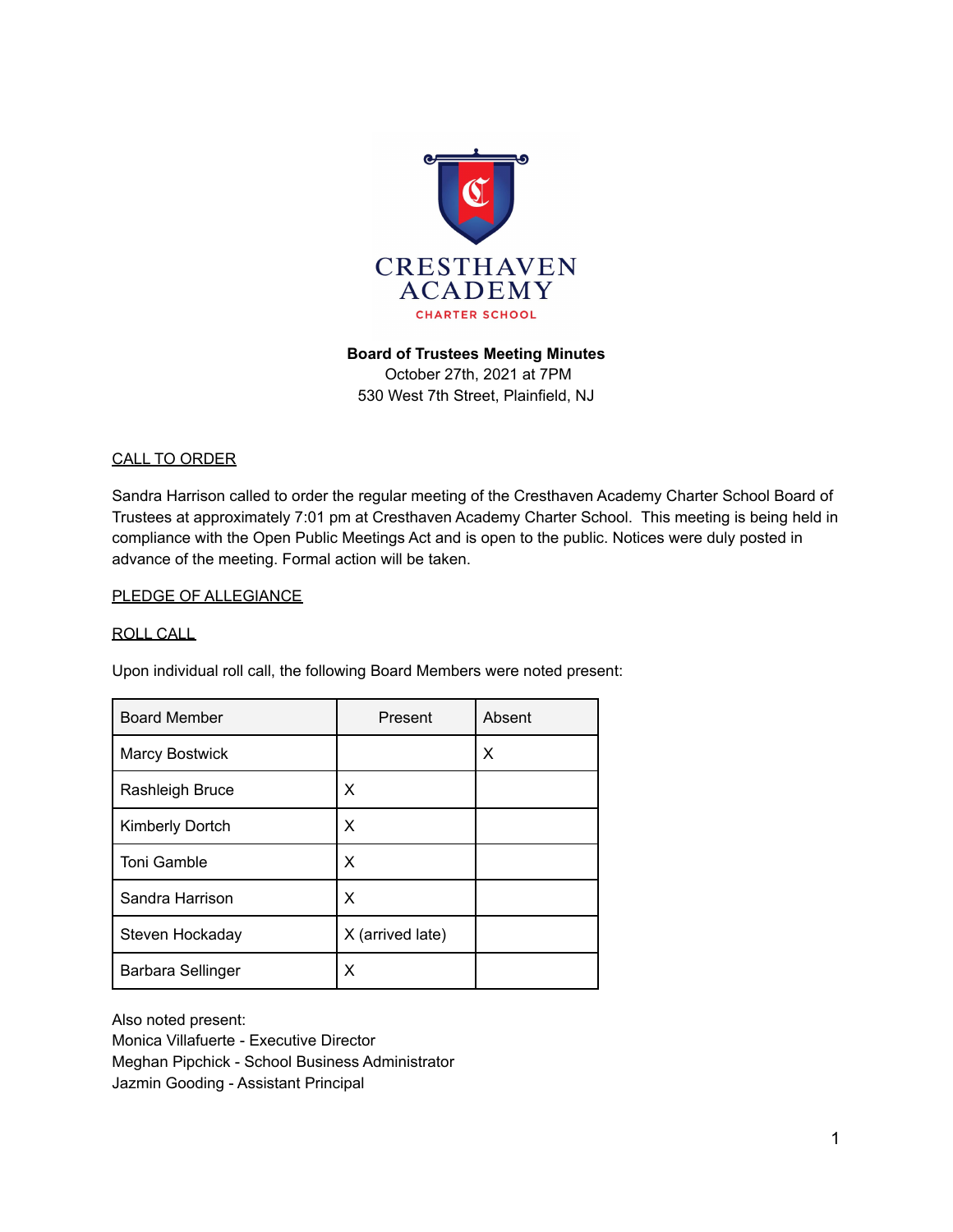CRESTHAVEN ACADEMY
CHARTER SCHOOL

**Board of Trustees Meeting Minutes**
October 27th, 2021 at 7PM
530 West 7th Street, Plainfield, NJ

CALL TO ORDER

Sandra Harrison called to order the regular meeting of the Cresthaven Academy Charter School Board of Trustees at approximately 7:01 pm at Cresthaven Academy Charter School. This meeting is being held in compliance with the Open Public Meetings Act and is open to the public. Notices were duly posted in advance of the meeting. Formal action will be taken.

PLEDGE OF ALLEGIANCE

ROLL CALL

Upon individual roll call, the following Board Members were noted present:

| Board Member | Present | Absent |
| --- | --- | --- |
| Marcy Bostwick | | X |
| Rashleigh Bruce | X | |
| Kimberly Dortch | X | |
| Toni Gamble | X | |
| Sandra Harrison | X | |
| Steven Hockaday | X (arrived late) | |
| Barbara Sellinger | X | |

Also noted present:
Monica Villafuerte - Executive Director
Meghan Pipchick - School Business Administrator
Jazmin Gooding - Assistant Principal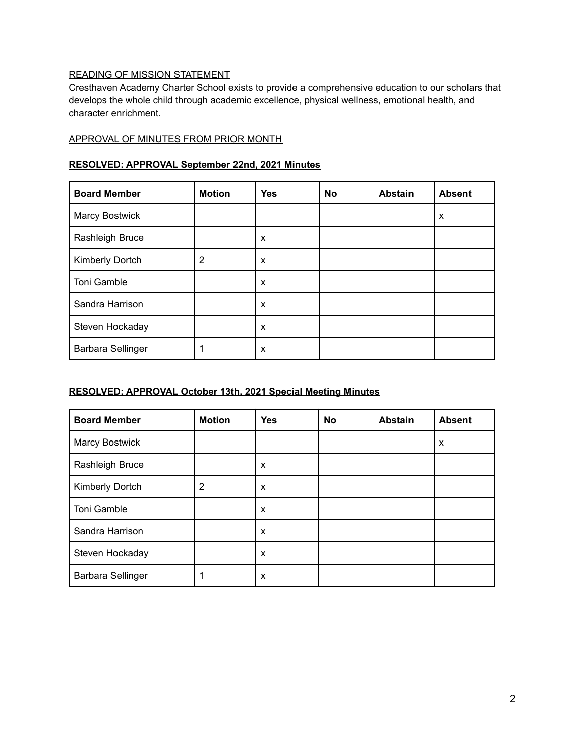READING OF MISSION STATEMENT

Cresthaven Academy Charter School exists to provide a comprehensive education to our scholars that develops the whole child through academic excellence, physical wellness, emotional health, and character enrichment.

APPROVAL OF MINUTES FROM PRIOR MONTH

**RESOLVED: APPROVAL September 22nd, 2021 Minutes**

| Board Member | Motion | Yes | No | Abstain | Absent |
|---|---|---|---|---|---|
| Marcy Bostwick | | | | | x |
| Rashleigh Bruce | | x | | | |
| Kimberly Dortch | 2 | x | | | |
| Toni Gamble | | x | | | |
| Sandra Harrison | | x | | | |
| Steven Hockaday | | x | | | |
| Barbara Sellinger | 1 | x | | | |

**RESOLVED: APPROVAL October 13th, 2021 Special Meeting Minutes**

| Board Member | Motion | Yes | No | Abstain | Absent |
|---|---|---|---|---|---|
| Marcy Bostwick | | | | | x |
| Rashleigh Bruce | | x | | | |
| Kimberly Dortch | 2 | x | | | |
| Toni Gamble | | x | | | |
| Sandra Harrison | | x | | | |
| Steven Hockaday | | x | | | |
| Barbara Sellinger | 1 | x | | | |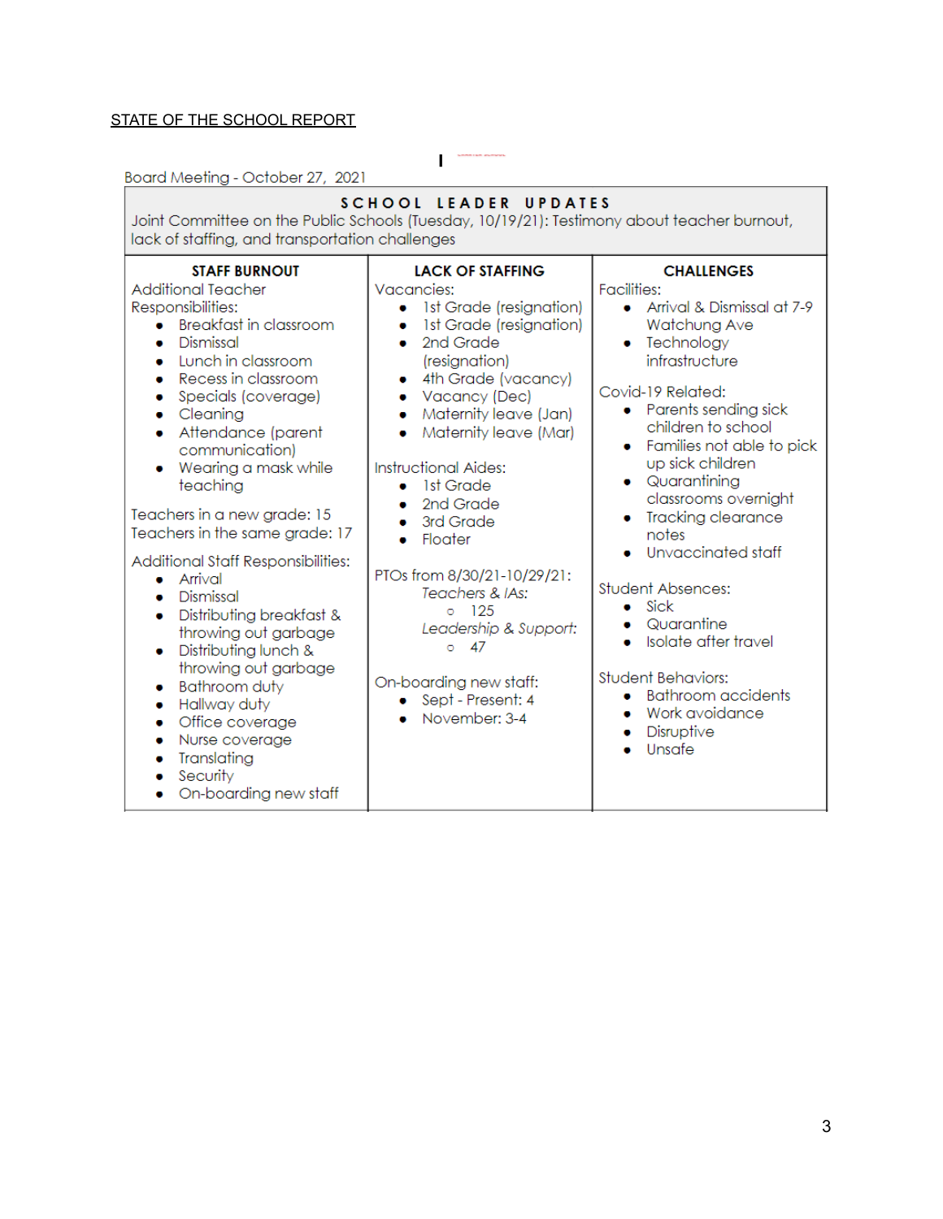STATE OF THE SCHOOL REPORT

Board Meeting - October 27, 2021

## SCHOOL LEADER UPDATES

Joint Committee on the Public Schools (Tuesday, 10/19/21): Testimony about teacher burnout, lack of staffing, and transportation challenges

### STAFF BURNOUT

Additional Teacher Responsibilities:

- Breakfast in classroom
- Dismissal
- Lunch in classroom
- Recess in classroom
- Specials (coverage)
- Cleaning
- Attendance (parent communication)
- Wearing a mask while teaching

Teachers in a new grade: 15
Teachers in the same grade: 17

Additional Staff Responsibilities:

- Arrival
- Dismissal
- Distributing breakfast & throwing out garbage
- Distributing lunch & throwing out garbage
- Bathroom duty
- Hallway duty
- Office coverage
- Nurse coverage
- Translating
- Security
- On-boarding new staff

### LACK OF STAFFING

Vacancies:

- 1st Grade (resignation)
- 1st Grade (resignation)
- 2nd Grade (resignation)
- 4th Grade (vacancy)
- Vacancy (Dec)
- Maternity leave (Jan)
- Maternity leave (Mar)

Instructional Aides:

- 1st Grade
- 2nd Grade
- 3rd Grade
- Floater

PTOs from 8/30/21-10/29/21:

*Teachers & IAs:*
- 125

*Leadership & Support:*
- 47

On-boarding new staff:

- Sept - Present: 4
- November: 3-4

### CHALLENGES

Facilities:

- Arrival & Dismissal at 7-9 Watchung Ave
- Technology infrastructure

Covid-19 Related:

- Parents sending sick children to school
- Families not able to pick up sick children
- Quarantining classrooms overnight
- Tracking clearance notes
- Unvaccinated staff

Student Absences:

- Sick
- Quarantine
- Isolate after travel

Student Behaviors:

- Bathroom accidents
- Work avoidance
- Disruptive
- Unsafe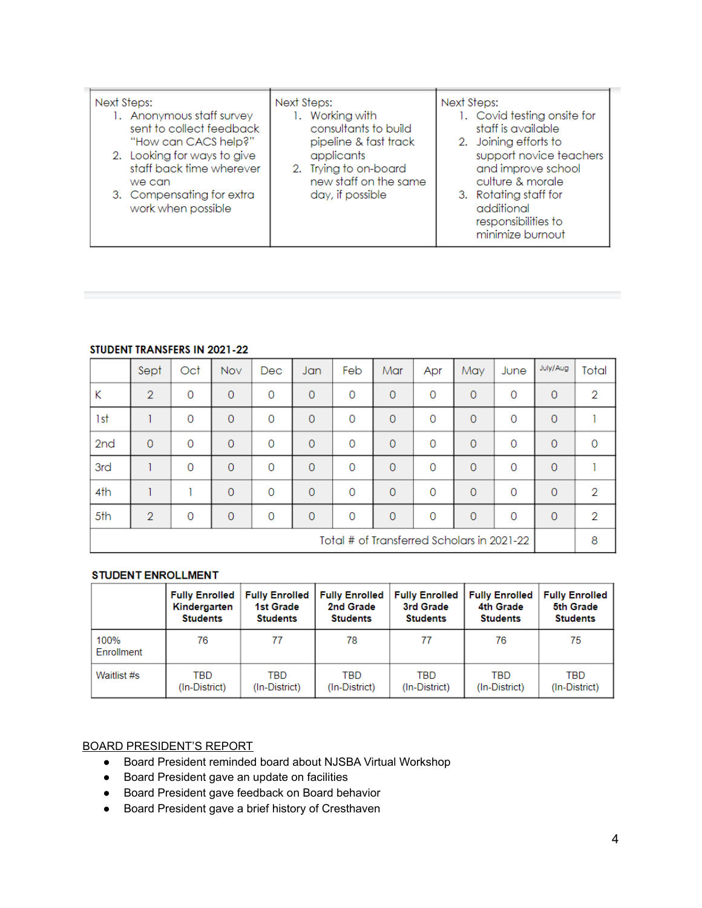| Next Steps: | Next Steps: | Next Steps: |
| --- | --- | --- |
| 1. Anonymous staff survey sent to collect feedback "How can CACS help?"<br>2. Looking for ways to give staff back time wherever we can<br>3. Compensating for extra work when possible | 1. Working with consultants to build pipeline & fast track applicants<br>2. Trying to on-board new staff on the same day, if possible | 1. Covid testing onsite for staff is available<br>2. Joining efforts to support novice teachers and improve school culture & morale<br>3. Rotating staff for additional responsibilities to minimize burnout |

**STUDENT TRANSFERS IN 2021-22**

| | Sept | Oct | Nov | Dec | Jan | Feb | Mar | Apr | May | June | July/Aug | Total |
| --- | --- | --- | --- | --- | --- | --- | --- | --- | --- | --- | --- | --- |
| K | 2 | 0 | 0 | 0 | 0 | 0 | 0 | 0 | 0 | 0 | 0 | 2 |
| 1st | 1 | 0 | 0 | 0 | 0 | 0 | 0 | 0 | 0 | 0 | 0 | 1 |
| 2nd | 0 | 0 | 0 | 0 | 0 | 0 | 0 | 0 | 0 | 0 | 0 | 0 |
| 3rd | 1 | 0 | 0 | 0 | 0 | 0 | 0 | 0 | 0 | 0 | 0 | 1 |
| 4th | 1 | 1 | 0 | 0 | 0 | 0 | 0 | 0 | 0 | 0 | 0 | 2 |
| 5th | 2 | 0 | 0 | 0 | 0 | 0 | 0 | 0 | 0 | 0 | 0 | 2 |
| Total # of Transferred Scholars in 2021-22 | | | | | | | | | | | | 8 |

**STUDENT ENROLLMENT**

| | Fully Enrolled Kindergarten Students | Fully Enrolled 1st Grade Students | Fully Enrolled 2nd Grade Students | Fully Enrolled 3rd Grade Students | Fully Enrolled 4th Grade Students | Fully Enrolled 5th Grade Students |
| --- | --- | --- | --- | --- | --- | --- |
| 100% Enrollment | 76 | 77 | 78 | 77 | 76 | 75 |
| Waitlist #s | TBD (In-District) | TBD (In-District) | TBD (In-District) | TBD (In-District) | TBD (In-District) | TBD (In-District) |

## BOARD PRESIDENT'S REPORT

- Board President reminded board about NJSBA Virtual Workshop
- Board President gave an update on facilities
- Board President gave feedback on Board behavior
- Board President gave a brief history of Cresthaven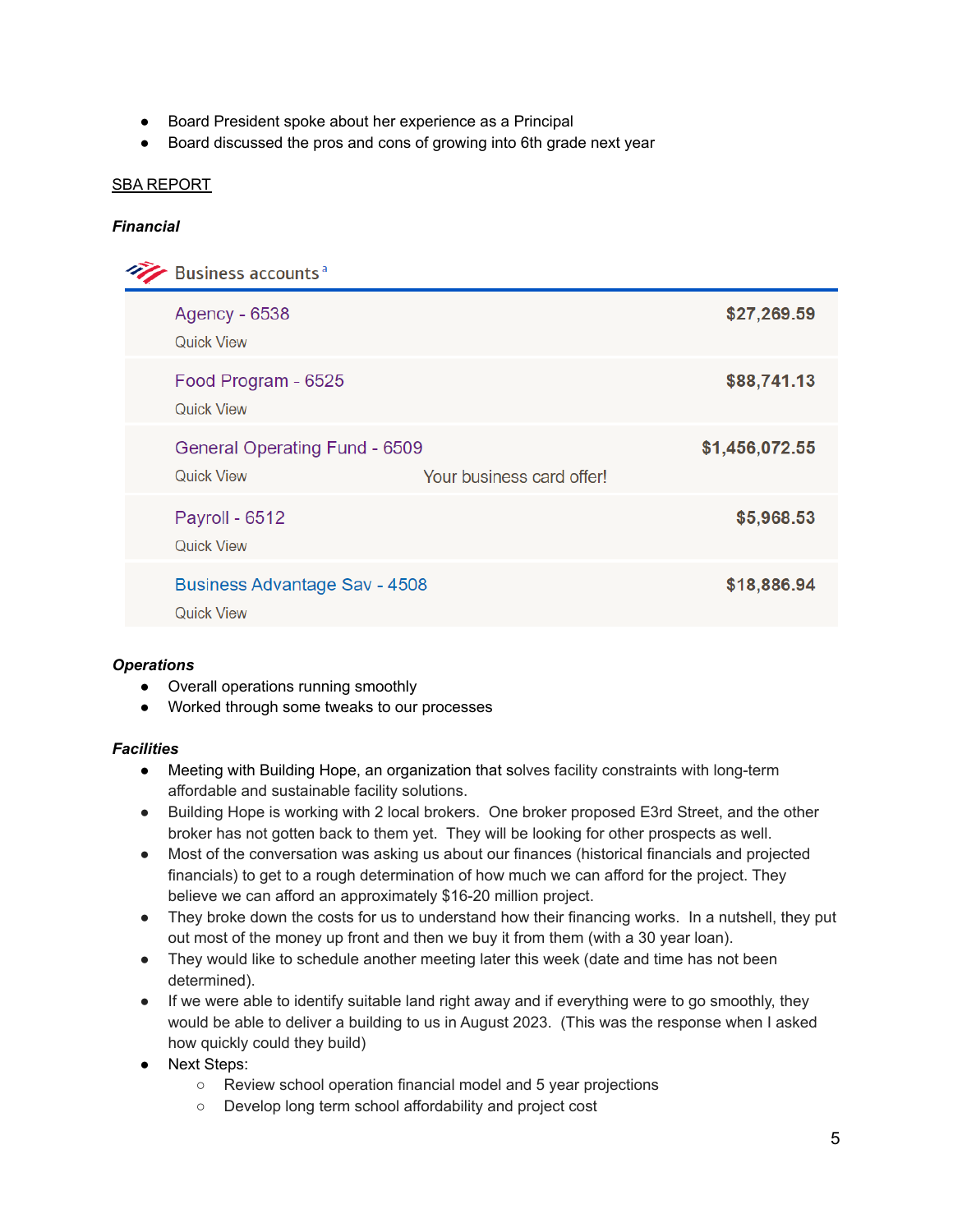- Board President spoke about her experience as a Principal
- Board discussed the pros and cons of growing into 6th grade next year

SBA REPORT

***Financial***

| Business accounts [a] | |
|---|---|
| Agency - 6538<br>Quick View | $27,269.59 |
| Food Program - 6525<br>Quick View | $88,741.13 |
| General Operating Fund - 6509<br>Quick View &nbsp;&nbsp;&nbsp; Your business card offer! | $1,456,072.55 |
| Payroll - 6512<br>Quick View | $5,968.53 |
| Business Advantage Sav - 4508<br>Quick View | $18,886.94 |

***Operations***

- Overall operations running smoothly
- Worked through some tweaks to our processes

***Facilities***

- Meeting with Building Hope, an organization that solves facility constraints with long-term affordable and sustainable facility solutions.
- Building Hope is working with 2 local brokers. One broker proposed E3rd Street, and the other broker has not gotten back to them yet. They will be looking for other prospects as well.
- Most of the conversation was asking us about our finances (historical financials and projected financials) to get to a rough determination of how much we can afford for the project. They believe we can afford an approximately $16-20 million project.
- They broke down the costs for us to understand how their financing works. In a nutshell, they put out most of the money up front and then we buy it from them (with a 30 year loan).
- They would like to schedule another meeting later this week (date and time has not been determined).
- If we were able to identify suitable land right away and if everything were to go smoothly, they would be able to deliver a building to us in August 2023. (This was the response when I asked how quickly could they build)
- Next Steps:
  - Review school operation financial model and 5 year projections
  - Develop long term school affordability and project cost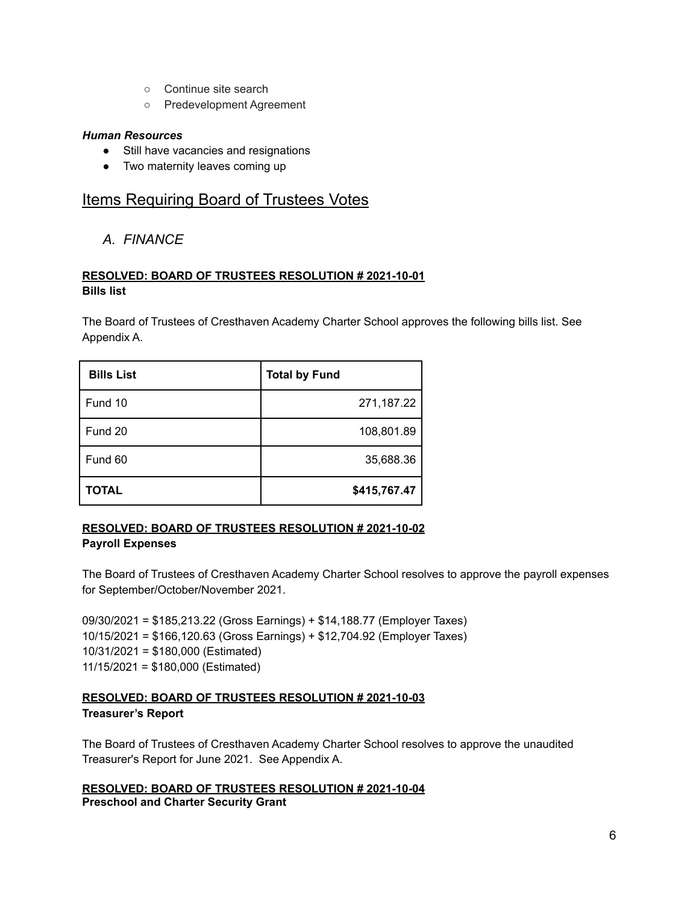- Continue site search
- Predevelopment Agreement

***Human Resources***

- Still have vacancies and resignations
- Two maternity leaves coming up

## Items Requiring Board of Trustees Votes

### *A. FINANCE*

**RESOLVED: BOARD OF TRUSTEES RESOLUTION # 2021-10-01**
**Bills list**

The Board of Trustees of Cresthaven Academy Charter School approves the following bills list. See Appendix A.

| **Bills List** | **Total by Fund** |
|---|---:|
| Fund 10 | 271,187.22 |
| Fund 20 | 108,801.89 |
| Fund 60 | 35,688.36 |
| **TOTAL** | **$415,767.47** |

**RESOLVED: BOARD OF TRUSTEES RESOLUTION # 2021-10-02**
**Payroll Expenses**

The Board of Trustees of Cresthaven Academy Charter School resolves to approve the payroll expenses for September/October/November 2021.

09/30/2021 = $185,213.22 (Gross Earnings) + $14,188.77 (Employer Taxes)
10/15/2021 = $166,120.63 (Gross Earnings) + $12,704.92 (Employer Taxes)
10/31/2021 = $180,000 (Estimated)
11/15/2021 = $180,000 (Estimated)

**RESOLVED: BOARD OF TRUSTEES RESOLUTION # 2021-10-03**
**Treasurer's Report**

The Board of Trustees of Cresthaven Academy Charter School resolves to approve the unaudited Treasurer's Report for June 2021. See Appendix A.

**RESOLVED: BOARD OF TRUSTEES RESOLUTION # 2021-10-04**
**Preschool and Charter Security Grant**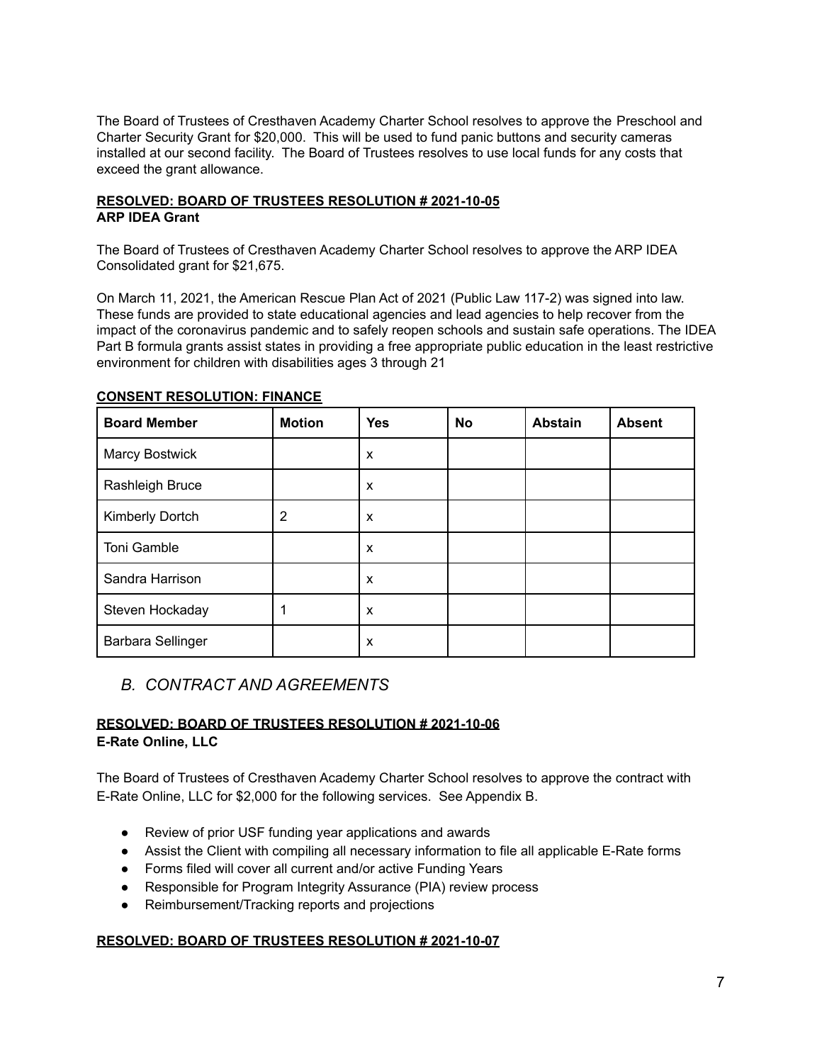The Board of Trustees of Cresthaven Academy Charter School resolves to approve the Preschool and Charter Security Grant for $20,000. This will be used to fund panic buttons and security cameras installed at our second facility. The Board of Trustees resolves to use local funds for any costs that exceed the grant allowance.

**RESOLVED: BOARD OF TRUSTEES RESOLUTION # 2021-10-05**
**ARP IDEA Grant**

The Board of Trustees of Cresthaven Academy Charter School resolves to approve the ARP IDEA Consolidated grant for $21,675.

On March 11, 2021, the American Rescue Plan Act of 2021 (Public Law 117-2) was signed into law. These funds are provided to state educational agencies and lead agencies to help recover from the impact of the coronavirus pandemic and to safely reopen schools and sustain safe operations. The IDEA Part B formula grants assist states in providing a free appropriate public education in the least restrictive environment for children with disabilities ages 3 through 21

**CONSENT RESOLUTION: FINANCE**

| Board Member | Motion | Yes | No | Abstain | Absent |
|---|---|---|---|---|---|
| Marcy Bostwick | | x | | | |
| Rashleigh Bruce | | x | | | |
| Kimberly Dortch | 2 | x | | | |
| Toni Gamble | | x | | | |
| Sandra Harrison | | x | | | |
| Steven Hockaday | 1 | x | | | |
| Barbara Sellinger | | x | | | |

## *B. CONTRACT AND AGREEMENTS*

**RESOLVED: BOARD OF TRUSTEES RESOLUTION # 2021-10-06**
**E-Rate Online, LLC**

The Board of Trustees of Cresthaven Academy Charter School resolves to approve the contract with E-Rate Online, LLC for $2,000 for the following services. See Appendix B.

- Review of prior USF funding year applications and awards
- Assist the Client with compiling all necessary information to file all applicable E-Rate forms
- Forms filed will cover all current and/or active Funding Years
- Responsible for Program Integrity Assurance (PIA) review process
- Reimbursement/Tracking reports and projections

**RESOLVED: BOARD OF TRUSTEES RESOLUTION # 2021-10-07**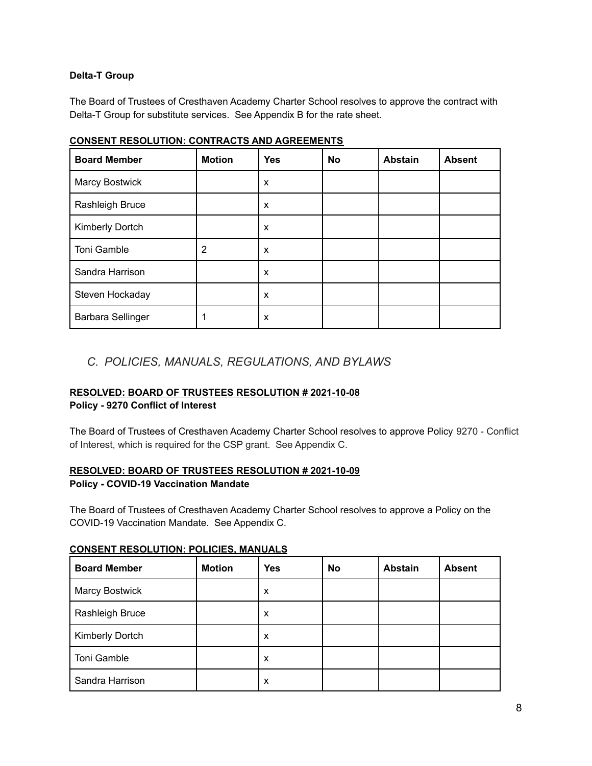**Delta-T Group**

The Board of Trustees of Cresthaven Academy Charter School resolves to approve the contract with Delta-T Group for substitute services. See Appendix B for the rate sheet.

**CONSENT RESOLUTION: CONTRACTS AND AGREEMENTS**

| Board Member | Motion | Yes | No | Abstain | Absent |
|---|---|---|---|---|---|
| Marcy Bostwick | | x | | | |
| Rashleigh Bruce | | x | | | |
| Kimberly Dortch | | x | | | |
| Toni Gamble | 2 | x | | | |
| Sandra Harrison | | x | | | |
| Steven Hockaday | | x | | | |
| Barbara Sellinger | 1 | x | | | |

## *C. POLICIES, MANUALS, REGULATIONS, AND BYLAWS*

**RESOLVED: BOARD OF TRUSTEES RESOLUTION # 2021-10-08**
**Policy - 9270 Conflict of Interest**

The Board of Trustees of Cresthaven Academy Charter School resolves to approve Policy 9270 - Conflict of Interest, which is required for the CSP grant. See Appendix C.

**RESOLVED: BOARD OF TRUSTEES RESOLUTION # 2021-10-09**
**Policy - COVID-19 Vaccination Mandate**

The Board of Trustees of Cresthaven Academy Charter School resolves to approve a Policy on the COVID-19 Vaccination Mandate. See Appendix C.

**CONSENT RESOLUTION: POLICIES, MANUALS**

| Board Member | Motion | Yes | No | Abstain | Absent |
|---|---|---|---|---|---|
| Marcy Bostwick | | x | | | |
| Rashleigh Bruce | | x | | | |
| Kimberly Dortch | | x | | | |
| Toni Gamble | | x | | | |
| Sandra Harrison | | x | | | |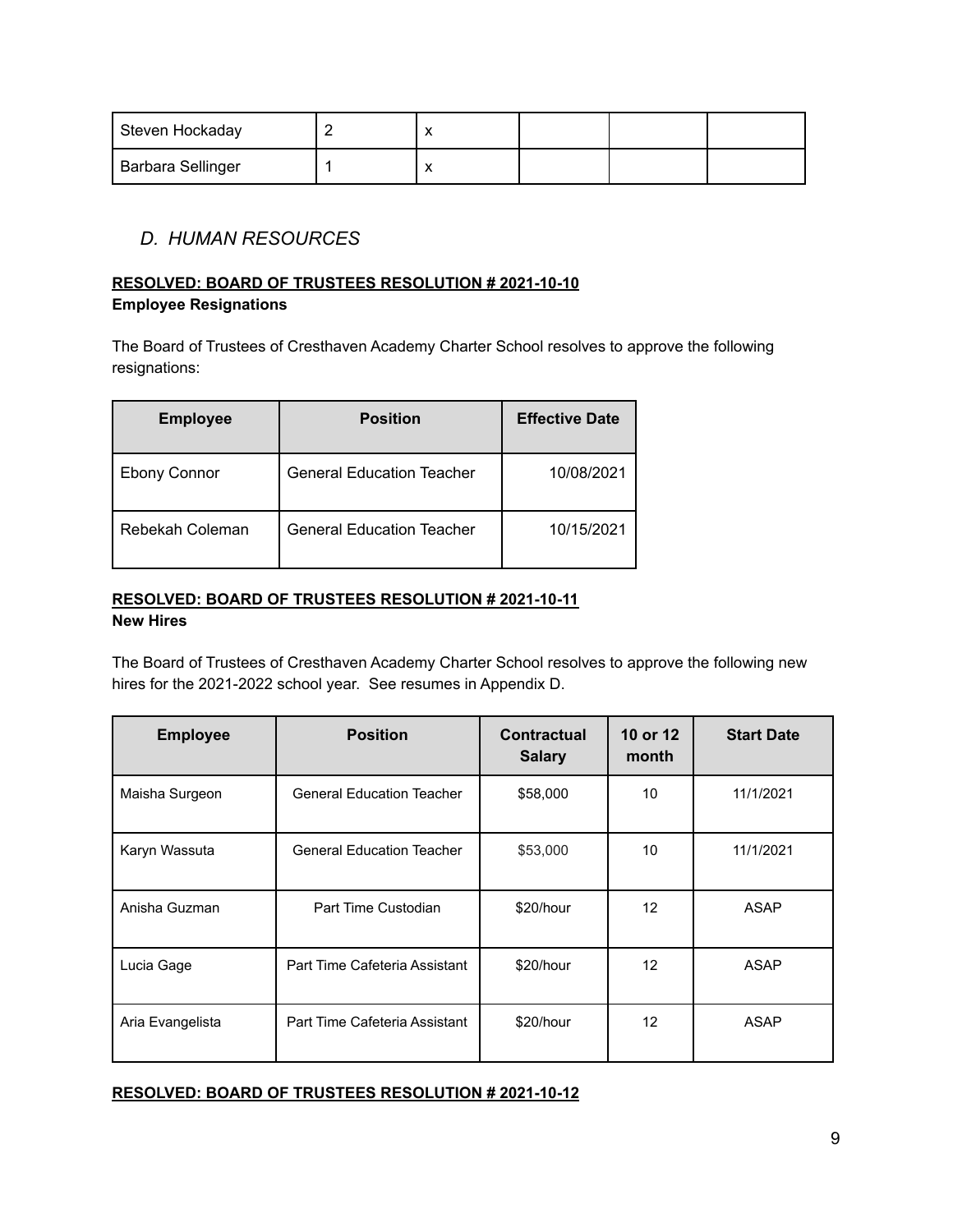| | | | | | |
|---|---|---|---|---|---|
| Steven Hockaday | 2 | x | | | |
| Barbara Sellinger | 1 | x | | | |

## *D. HUMAN RESOURCES*

**RESOLVED: BOARD OF TRUSTEES RESOLUTION # 2021-10-10**
**Employee Resignations**

The Board of Trustees of Cresthaven Academy Charter School resolves to approve the following resignations:

| Employee | Position | Effective Date |
|---|---|---|
| Ebony Connor | General Education Teacher | 10/08/2021 |
| Rebekah Coleman | General Education Teacher | 10/15/2021 |

**RESOLVED: BOARD OF TRUSTEES RESOLUTION # 2021-10-11**
**New Hires**

The Board of Trustees of Cresthaven Academy Charter School resolves to approve the following new hires for the 2021-2022 school year. See resumes in Appendix D.

| Employee | Position | Contractual Salary | 10 or 12 month | Start Date |
|---|---|---|---|---|
| Maisha Surgeon | General Education Teacher | $58,000 | 10 | 11/1/2021 |
| Karyn Wassuta | General Education Teacher | $53,000 | 10 | 11/1/2021 |
| Anisha Guzman | Part Time Custodian | $20/hour | 12 | ASAP |
| Lucia Gage | Part Time Cafeteria Assistant | $20/hour | 12 | ASAP |
| Aria Evangelista | Part Time Cafeteria Assistant | $20/hour | 12 | ASAP |

**RESOLVED: BOARD OF TRUSTEES RESOLUTION # 2021-10-12**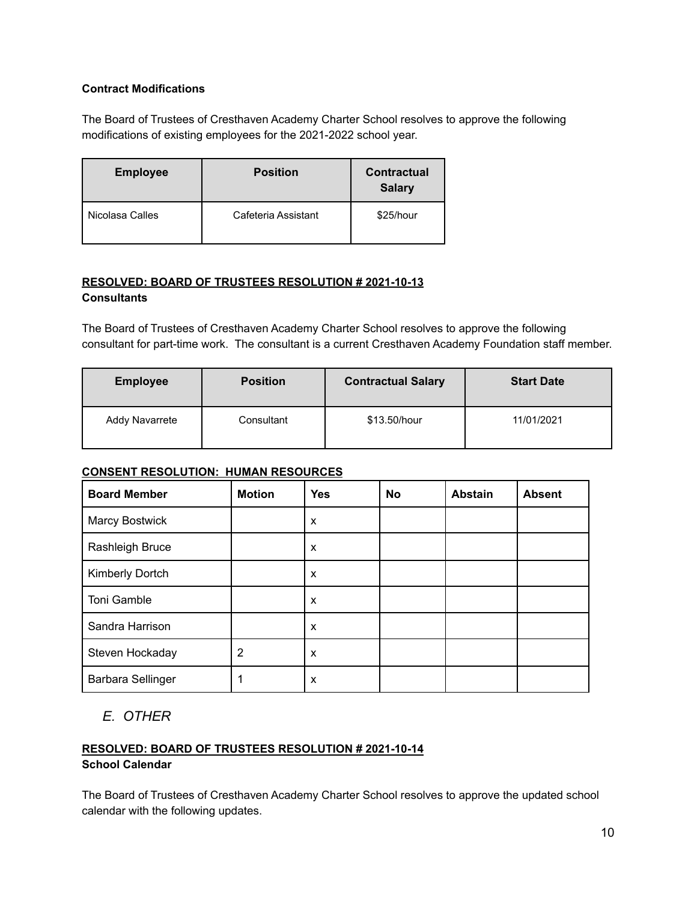**Contract Modifications**

The Board of Trustees of Cresthaven Academy Charter School resolves to approve the following modifications of existing employees for the 2021-2022 school year.

| Employee | Position | Contractual Salary |
|---|---|---|
| Nicolasa Calles | Cafeteria Assistant | $25/hour |

**RESOLVED: BOARD OF TRUSTEES RESOLUTION # 2021-10-13**
**Consultants**

The Board of Trustees of Cresthaven Academy Charter School resolves to approve the following consultant for part-time work. The consultant is a current Cresthaven Academy Foundation staff member.

| Employee | Position | Contractual Salary | Start Date |
|---|---|---|---|
| Addy Navarrete | Consultant | $13.50/hour | 11/01/2021 |

**CONSENT RESOLUTION: HUMAN RESOURCES**

| Board Member | Motion | Yes | No | Abstain | Absent |
|---|---|---|---|---|---|
| Marcy Bostwick | | x | | | |
| Rashleigh Bruce | | x | | | |
| Kimberly Dortch | | x | | | |
| Toni Gamble | | x | | | |
| Sandra Harrison | | x | | | |
| Steven Hockaday | 2 | x | | | |
| Barbara Sellinger | 1 | x | | | |

## *E. OTHER*

**RESOLVED: BOARD OF TRUSTEES RESOLUTION # 2021-10-14**
**School Calendar**

The Board of Trustees of Cresthaven Academy Charter School resolves to approve the updated school calendar with the following updates.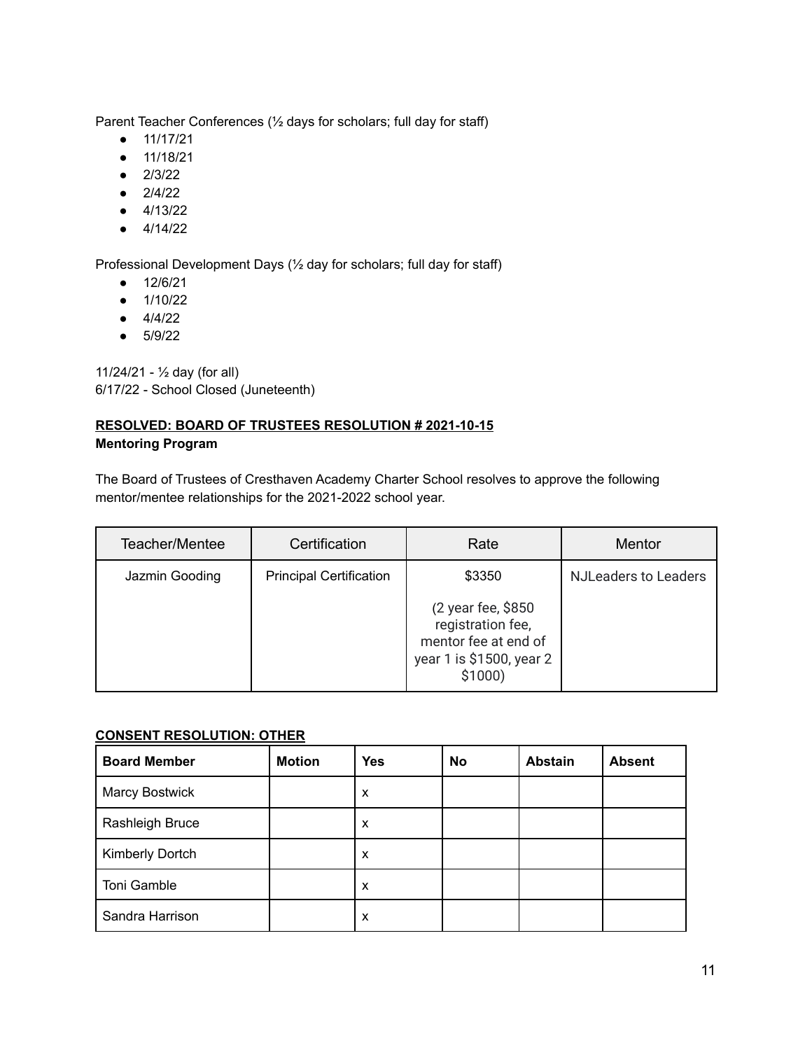Parent Teacher Conferences (½ days for scholars; full day for staff)

- 11/17/21
- 11/18/21
- 2/3/22
- 2/4/22
- 4/13/22
- 4/14/22

Professional Development Days (½ day for scholars; full day for staff)

- 12/6/21
- 1/10/22
- 4/4/22
- 5/9/22

11/24/21 - ½ day (for all)
6/17/22 - School Closed (Juneteenth)

**RESOLVED: BOARD OF TRUSTEES RESOLUTION # 2021-10-15**
**Mentoring Program**

The Board of Trustees of Cresthaven Academy Charter School resolves to approve the following mentor/mentee relationships for the 2021-2022 school year.

| Teacher/Mentee | Certification | Rate | Mentor |
|---|---|---|---|
| Jazmin Gooding | Principal Certification | $3350<br><br>(2 year fee, $850 registration fee, mentor fee at end of year 1 is $1500, year 2 $1000) | NJLeaders to Leaders |

**CONSENT RESOLUTION: OTHER**

| Board Member | Motion | Yes | No | Abstain | Absent |
|---|---|---|---|---|---|
| Marcy Bostwick | | x | | | |
| Rashleigh Bruce | | x | | | |
| Kimberly Dortch | | x | | | |
| Toni Gamble | | x | | | |
| Sandra Harrison | | x | | | |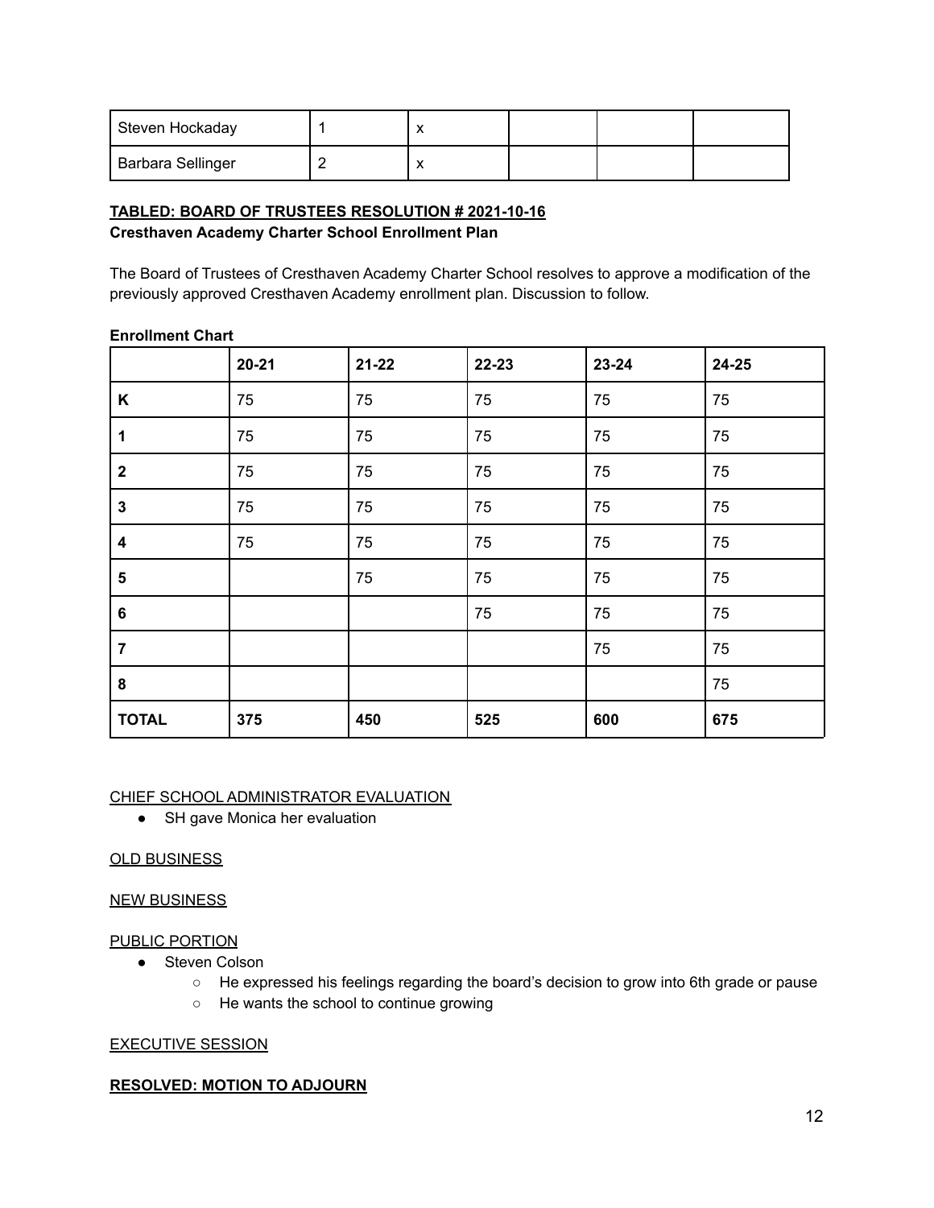| Steven Hockaday | 1 | x | | | |
|---|---|---|---|---|---|
| Barbara Sellinger | 2 | x | | | |

**TABLED: BOARD OF TRUSTEES RESOLUTION # 2021-10-16**

**Cresthaven Academy Charter School Enrollment Plan**

The Board of Trustees of Cresthaven Academy Charter School resolves to approve a modification of the previously approved Cresthaven Academy enrollment plan. Discussion to follow.

**Enrollment Chart**

| | 20-21 | 21-22 | 22-23 | 23-24 | 24-25 |
|---|---|---|---|---|---|
| **K** | 75 | 75 | 75 | 75 | 75 |
| **1** | 75 | 75 | 75 | 75 | 75 |
| **2** | 75 | 75 | 75 | 75 | 75 |
| **3** | 75 | 75 | 75 | 75 | 75 |
| **4** | 75 | 75 | 75 | 75 | 75 |
| **5** | | 75 | 75 | 75 | 75 |
| **6** | | | 75 | 75 | 75 |
| **7** | | | | 75 | 75 |
| **8** | | | | | 75 |
| **TOTAL** | **375** | **450** | **525** | **600** | **675** |

CHIEF SCHOOL ADMINISTRATOR EVALUATION

- SH gave Monica her evaluation

OLD BUSINESS

NEW BUSINESS

PUBLIC PORTION

- Steven Colson
  - He expressed his feelings regarding the board's decision to grow into 6th grade or pause
  - He wants the school to continue growing

EXECUTIVE SESSION

**RESOLVED: MOTION TO ADJOURN**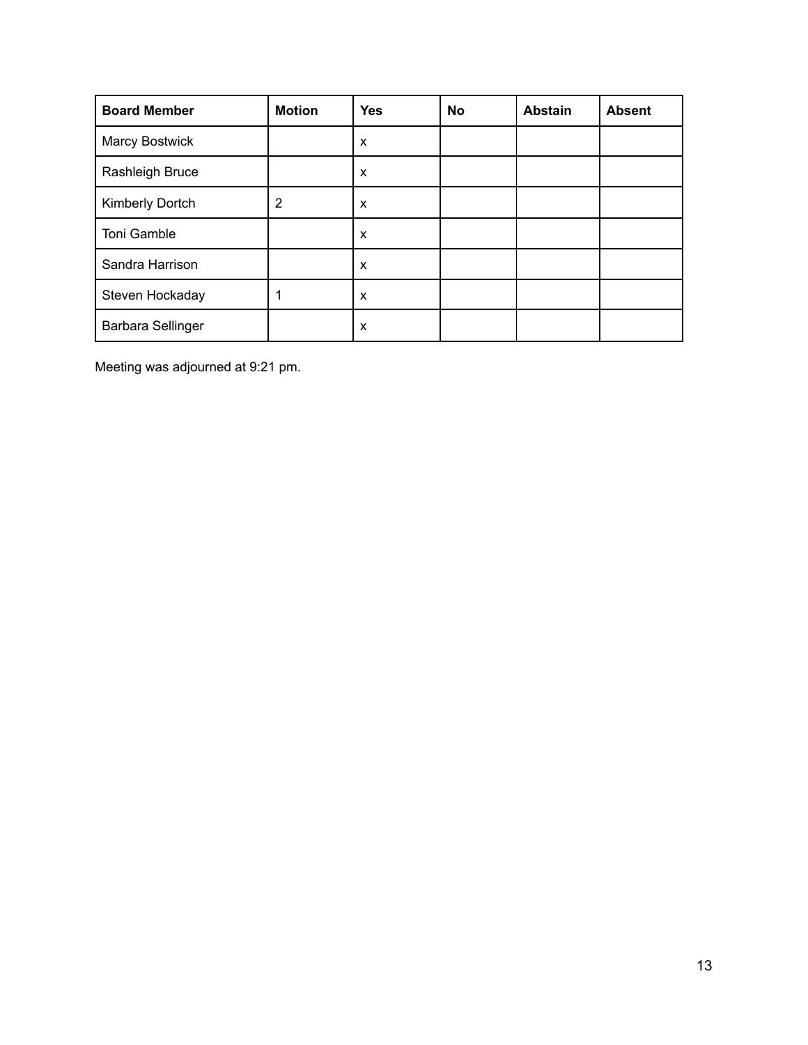| Board Member | Motion | Yes | No | Abstain | Absent |
|---|---|---|---|---|---|
| Marcy Bostwick | | x | | | |
| Rashleigh Bruce | | x | | | |
| Kimberly Dortch | 2 | x | | | |
| Toni Gamble | | x | | | |
| Sandra Harrison | | x | | | |
| Steven Hockaday | 1 | x | | | |
| Barbara Sellinger | | x | | | |

Meeting was adjourned at 9:21 pm.